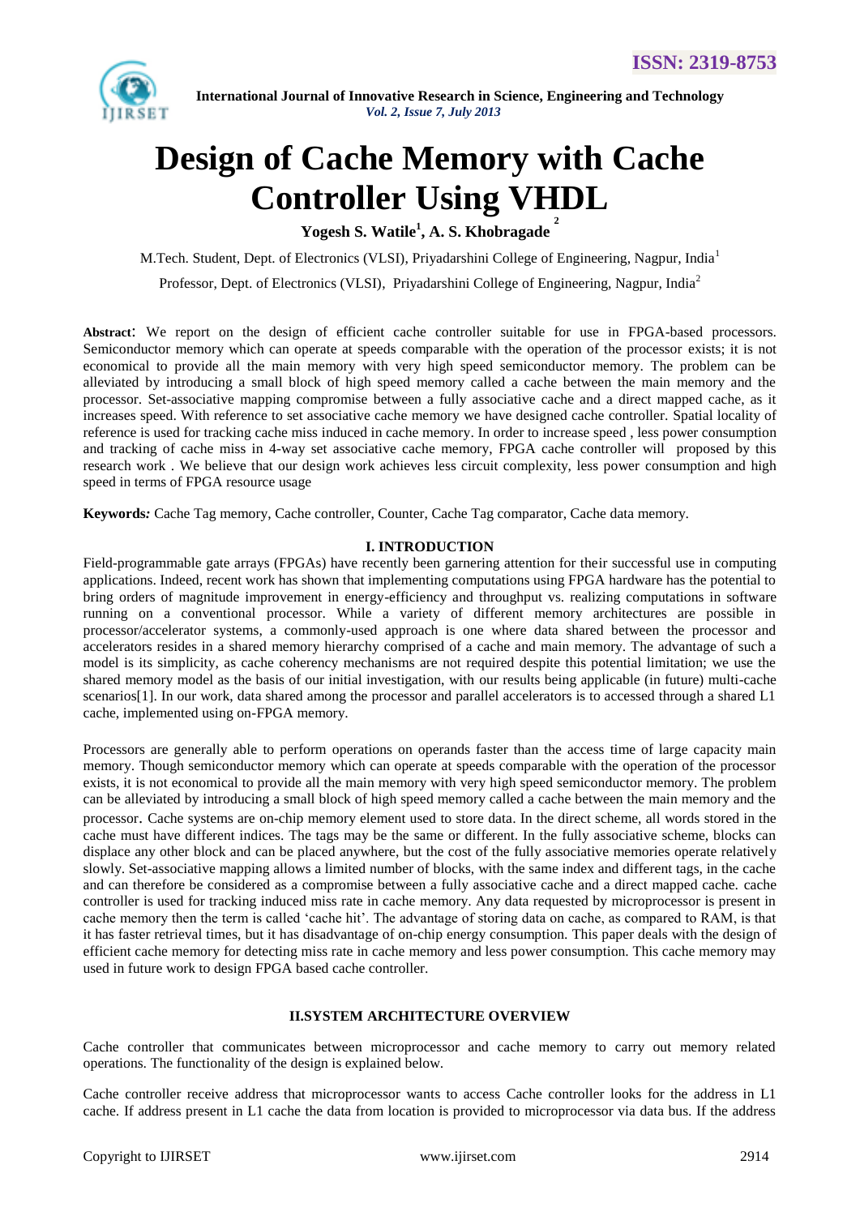# Design of Cache Memory with Cache Controller Using VHDL

**Yogesh S. Watile[1], A. S. Khobragade[2]**

M.Tech. Student, Dept. of Electronics (VLSI), Priyadarshini College of Engineering, Nagpur, India[1]

Professor, Dept. of Electronics (VLSI), Priyadarshini College of Engineering, Nagpur, India[2]

**Abstract**: We report on the design of efficient cache controller suitable for use in FPGA-based processors. Semiconductor memory which can operate at speeds comparable with the operation of the processor exists; it is not economical to provide all the main memory with very high speed semiconductor memory. The problem can be alleviated by introducing a small block of high speed memory called a cache between the main memory and the processor. Set-associative mapping compromise between a fully associative cache and a direct mapped cache, as it increases speed. With reference to set associative cache memory we have designed cache controller. Spatial locality of reference is used for tracking cache miss induced in cache memory. In order to increase speed , less power consumption and tracking of cache miss in 4-way set associative cache memory, FPGA cache controller will proposed by this research work . We believe that our design work achieves less circuit complexity, less power consumption and high speed in terms of FPGA resource usage

**Keywords***:* Cache Tag memory, Cache controller, Counter, Cache Tag comparator, Cache data memory.

## I. INTRODUCTION

Field-programmable gate arrays (FPGAs) have recently been garnering attention for their successful use in computing applications. Indeed, recent work has shown that implementing computations using FPGA hardware has the potential to bring orders of magnitude improvement in energy-efficiency and throughput vs. realizing computations in software running on a conventional processor. While a variety of different memory architectures are possible in processor/accelerator systems, a commonly-used approach is one where data shared between the processor and accelerators resides in a shared memory hierarchy comprised of a cache and main memory. The advantage of such a model is its simplicity, as cache coherency mechanisms are not required despite this potential limitation; we use the shared memory model as the basis of our initial investigation, with our results being applicable (in future) multi-cache scenarios[1]. In our work, data shared among the processor and parallel accelerators is to accessed through a shared L1 cache, implemented using on-FPGA memory.

Processors are generally able to perform operations on operands faster than the access time of large capacity main memory. Though semiconductor memory which can operate at speeds comparable with the operation of the processor exists, it is not economical to provide all the main memory with very high speed semiconductor memory. The problem can be alleviated by introducing a small block of high speed memory called a cache between the main memory and the processor. Cache systems are on-chip memory element used to store data. In the direct scheme, all words stored in the cache must have different indices. The tags may be the same or different. In the fully associative scheme, blocks can displace any other block and can be placed anywhere, but the cost of the fully associative memories operate relatively slowly. Set-associative mapping allows a limited number of blocks, with the same index and different tags, in the cache and can therefore be considered as a compromise between a fully associative cache and a direct mapped cache. cache controller is used for tracking induced miss rate in cache memory. Any data requested by microprocessor is present in cache memory then the term is called 'cache hit'. The advantage of storing data on cache, as compared to RAM, is that it has faster retrieval times, but it has disadvantage of on-chip energy consumption. This paper deals with the design of efficient cache memory for detecting miss rate in cache memory and less power consumption. This cache memory may used in future work to design FPGA based cache controller.

## II.SYSTEM ARCHITECTURE OVERVIEW

Cache controller that communicates between microprocessor and cache memory to carry out memory related operations. The functionality of the design is explained below.

Cache controller receive address that microprocessor wants to access Cache controller looks for the address in L1 cache. If address present in L1 cache the data from location is provided to microprocessor via data bus. If the address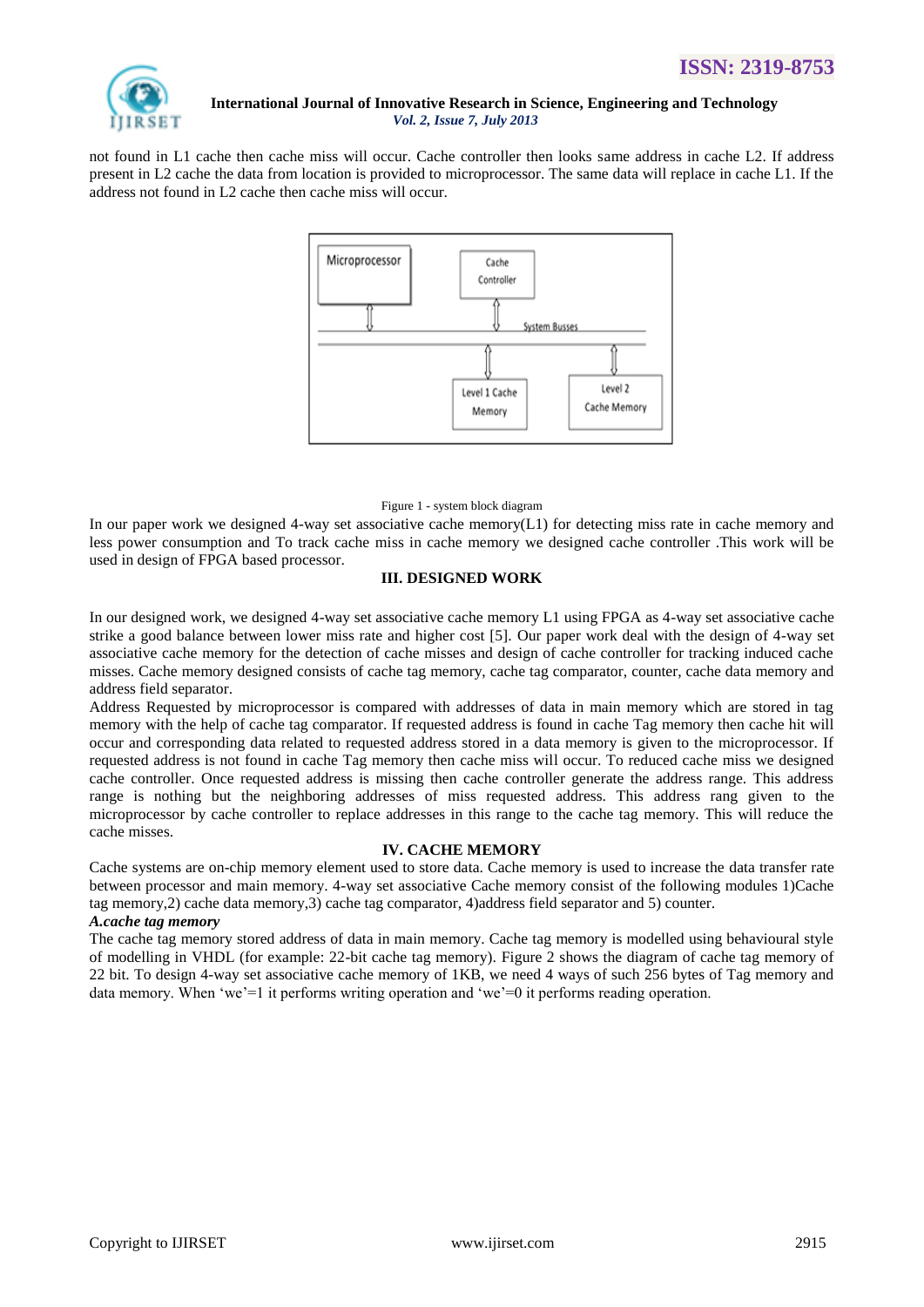not found in L1 cache then cache miss will occur. Cache controller then looks same address in cache L2. If address present in L2 cache the data from location is provided to microprocessor. The same data will replace in cache L1. If the address not found in L2 cache then cache miss will occur.

Figure 1 - system block diagram

In our paper work we designed 4-way set associative cache memory(L1) for detecting miss rate in cache memory and less power consumption and To track cache miss in cache memory we designed cache controller .This work will be used in design of FPGA based processor.

## III. DESIGNED WORK

In our designed work, we designed 4-way set associative cache memory L1 using FPGA as 4-way set associative cache strike a good balance between lower miss rate and higher cost [5]. Our paper work deal with the design of 4-way set associative cache memory for the detection of cache misses and design of cache controller for tracking induced cache misses. Cache memory designed consists of cache tag memory, cache tag comparator, counter, cache data memory and address field separator.

Address Requested by microprocessor is compared with addresses of data in main memory which are stored in tag memory with the help of cache tag comparator. If requested address is found in cache Tag memory then cache hit will occur and corresponding data related to requested address stored in a data memory is given to the microprocessor. If requested address is not found in cache Tag memory then cache miss will occur. To reduced cache miss we designed cache controller. Once requested address is missing then cache controller generate the address range. This address range is nothing but the neighboring addresses of miss requested address. This address rang given to the microprocessor by cache controller to replace addresses in this range to the cache tag memory. This will reduce the cache misses.

## IV. CACHE MEMORY

Cache systems are on-chip memory element used to store data. Cache memory is used to increase the data transfer rate between processor and main memory. 4-way set associative Cache memory consist of the following modules 1)Cache tag memory,2) cache data memory,3) cache tag comparator, 4)address field separator and 5) counter.

### *A.cache tag memory*

The cache tag memory stored address of data in main memory. Cache tag memory is modelled using behavioural style of modelling in VHDL (for example: 22-bit cache tag memory). Figure 2 shows the diagram of cache tag memory of 22 bit. To design 4-way set associative cache memory of 1KB, we need 4 ways of such 256 bytes of Tag memory and data memory. When 'we'=1 it performs writing operation and 'we'=0 it performs reading operation.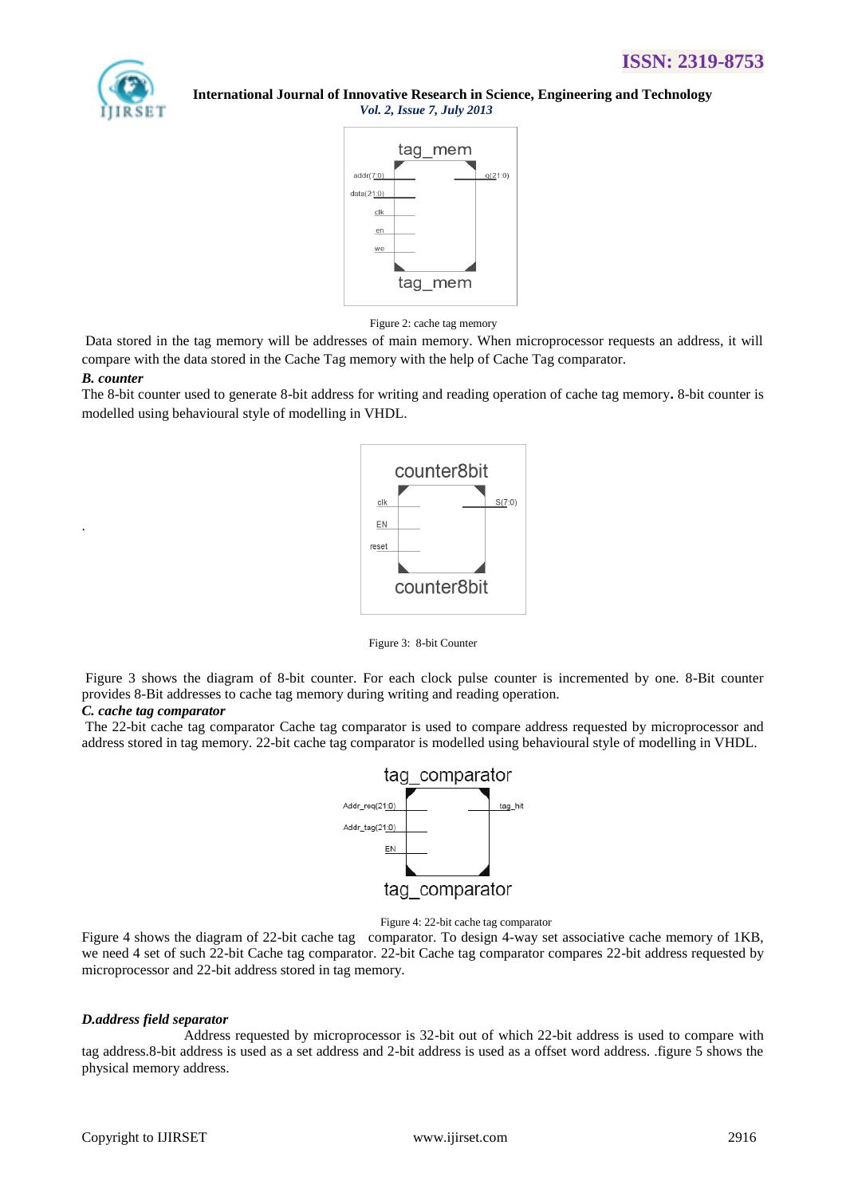Figure 2: cache tag memory

Data stored in the tag memory will be addresses of main memory. When microprocessor requests an address, it will compare with the data stored in the Cache Tag memory with the help of Cache Tag comparator.

***B. counter***

The 8-bit counter used to generate 8-bit address for writing and reading operation of cache tag memory**.** 8-bit counter is modelled using behavioural style of modelling in VHDL.

.

Figure 3: 8-bit Counter

Figure 3 shows the diagram of 8-bit counter. For each clock pulse counter is incremented by one. 8-Bit counter provides 8-Bit addresses to cache tag memory during writing and reading operation.

***C. cache tag comparator***

The 22-bit cache tag comparator Cache tag comparator is used to compare address requested by microprocessor and address stored in tag memory. 22-bit cache tag comparator is modelled using behavioural style of modelling in VHDL.

Figure 4: 22-bit cache tag comparator

Figure 4 shows the diagram of 22-bit cache tag comparator. To design 4-way set associative cache memory of 1KB, we need 4 set of such 22-bit Cache tag comparator. 22-bit Cache tag comparator compares 22-bit address requested by microprocessor and 22-bit address stored in tag memory.

***D.address field separator***

Address requested by microprocessor is 32-bit out of which 22-bit address is used to compare with tag address.8-bit address is used as a set address and 2-bit address is used as a offset word address. .figure 5 shows the physical memory address.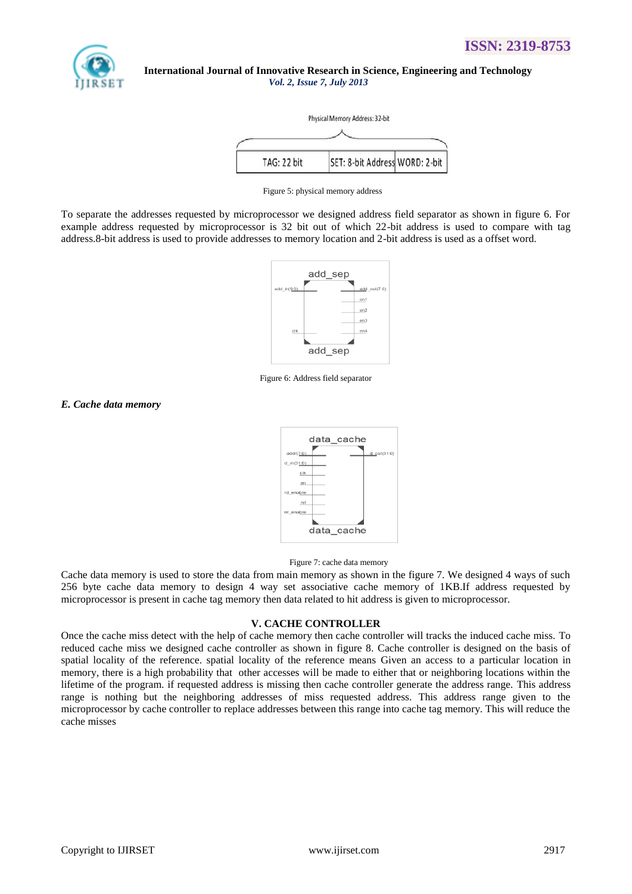Physical Memory Address: 32-bit

| TAG: 22 bit | SET: 8-bit Address | WORD: 2-bit |
|---|---|---|

Figure 5: physical memory address

To separate the addresses requested by microprocessor we designed address field separator as shown in figure 6. For example address requested by microprocessor is 32 bit out of which 22-bit address is used to compare with tag address.8-bit address is used to provide addresses to memory location and 2-bit address is used as a offset word.

Figure 6: Address field separator

*E. Cache data memory*

Figure 7: cache data memory

Cache data memory is used to store the data from main memory as shown in the figure 7. We designed 4 ways of such 256 byte cache data memory to design 4 way set associative cache memory of 1KB.If address requested by microprocessor is present in cache tag memory then data related to hit address is given to microprocessor.

## V. CACHE CONTROLLER

Once the cache miss detect with the help of cache memory then cache controller will tracks the induced cache miss. To reduced cache miss we designed cache controller as shown in figure 8. Cache controller is designed on the basis of spatial locality of the reference. spatial locality of the reference means Given an access to a particular location in memory, there is a high probability that other accesses will be made to either that or neighboring locations within the lifetime of the program. if requested address is missing then cache controller generate the address range. This address range is nothing but the neighboring addresses of miss requested address. This address range given to the microprocessor by cache controller to replace addresses between this range into cache tag memory. This will reduce the cache misses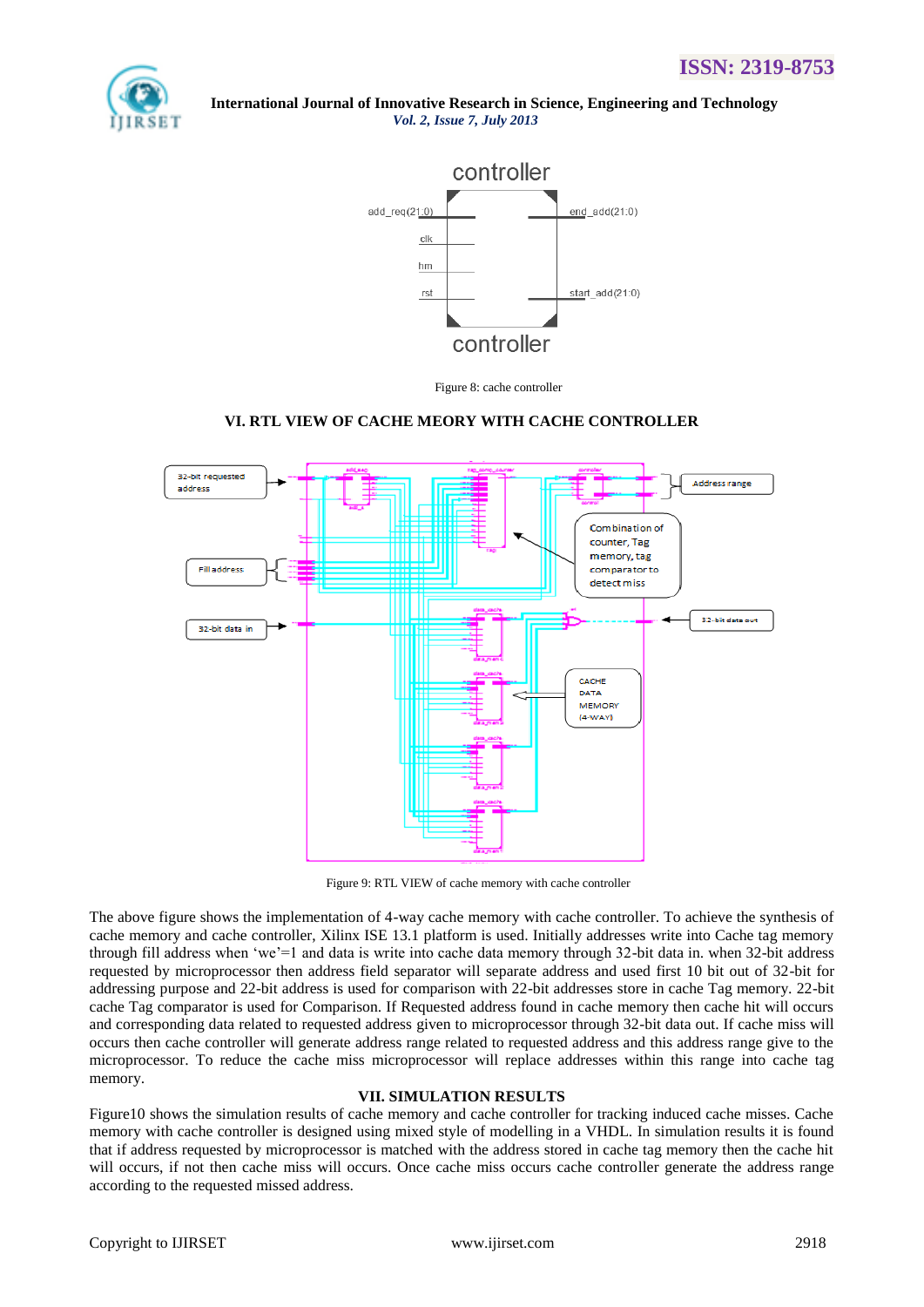Figure 8: cache controller

## VI. RTL VIEW OF CACHE MEORY WITH CACHE CONTROLLER

Figure 9: RTL VIEW of cache memory with cache controller

The above figure shows the implementation of 4-way cache memory with cache controller. To achieve the synthesis of cache memory and cache controller, Xilinx ISE 13.1 platform is used. Initially addresses write into Cache tag memory through fill address when 'we'=1 and data is write into cache data memory through 32-bit data in. when 32-bit address requested by microprocessor then address field separator will separate address and used first 10 bit out of 32-bit for addressing purpose and 22-bit address is used for comparison with 22-bit addresses store in cache Tag memory. 22-bit cache Tag comparator is used for Comparison. If Requested address found in cache memory then cache hit will occurs and corresponding data related to requested address given to microprocessor through 32-bit data out. If cache miss will occurs then cache controller will generate address range related to requested address and this address range give to the microprocessor. To reduce the cache miss microprocessor will replace addresses within this range into cache tag memory.

## VII. SIMULATION RESULTS

Figure10 shows the simulation results of cache memory and cache controller for tracking induced cache misses. Cache memory with cache controller is designed using mixed style of modelling in a VHDL. In simulation results it is found that if address requested by microprocessor is matched with the address stored in cache tag memory then the cache hit will occurs, if not then cache miss will occurs. Once cache miss occurs cache controller generate the address range according to the requested missed address.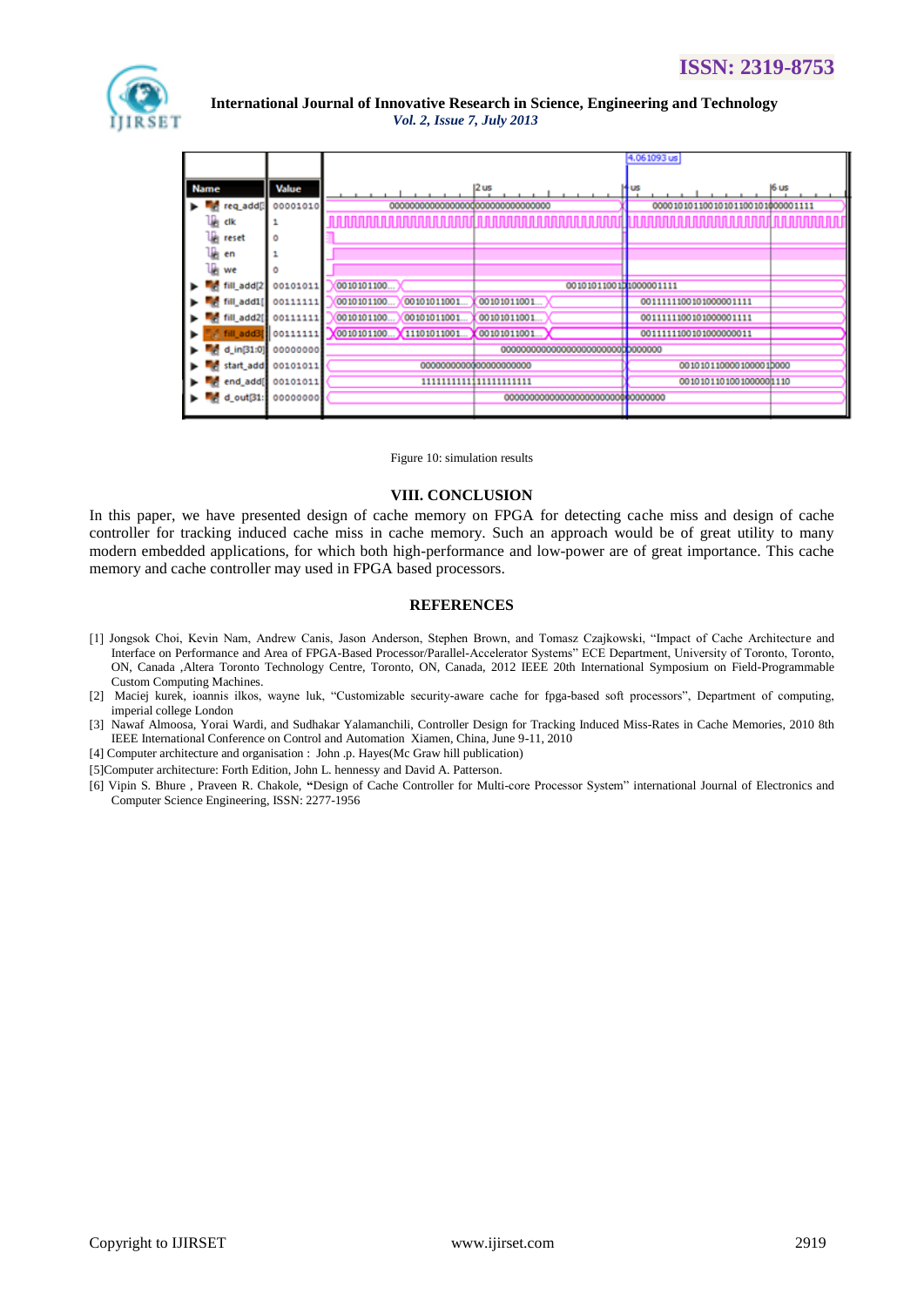Name | Value
req_add[ | 00001010
clk | 1
reset | 0
en | 1
we | 0
fill_add[2 | 00101011
fill_add1[ | 00111111
fill_add2[ | 00111111
fill_add3[ | 00111111
d_in[31:0] | 00000000
start_add | 00101011
end_add[ | 00101011
d_out[31: | 00000000

4.061093 us

2 us

us

6 us

000000000000000000000000000000000

0000101011001010110010100001111

0010101100...

00101011001010000001111

0010101100...

00101011001...

00101011001...

001111110010100000111

0010101100...

00101011001...

00101011001...

001111110010100000111

0010101100...

11101011001...

00101011001...

001111110010100000011

0000000000000000000000000000000

0000000000000000000000

00101011000010000100000

1111111111111111111111

0010101101001000001110

0000000000000000000000000000000

Figure 10: simulation results

## VIII. CONCLUSION

In this paper, we have presented design of cache memory on FPGA for detecting cache miss and design of cache controller for tracking induced cache miss in cache memory. Such an approach would be of great utility to many modern embedded applications, for which both high-performance and low-power are of great importance. This cache memory and cache controller may used in FPGA based processors.

## REFERENCES

[1] Jongsok Choi, Kevin Nam, Andrew Canis, Jason Anderson, Stephen Brown, and Tomasz Czajkowski, "Impact of Cache Architecture and Interface on Performance and Area of FPGA-Based Processor/Parallel-Accelerator Systems" ECE Department, University of Toronto, Toronto, ON, Canada ,Altera Toronto Technology Centre, Toronto, ON, Canada, 2012 IEEE 20th International Symposium on Field-Programmable Custom Computing Machines.

[2] Maciej kurek, ioannis ilkos, wayne luk, "Customizable security-aware cache for fpga-based soft processors", Department of computing, imperial college London

[3] Nawaf Almoosa, Yorai Wardi, and Sudhakar Yalamanchili, Controller Design for Tracking Induced Miss-Rates in Cache Memories, 2010 8th IEEE International Conference on Control and Automation Xiamen, China, June 9-11, 2010

[4] Computer architecture and organisation : John .p. Hayes(Mc Graw hill publication)

[5]Computer architecture: Forth Edition, John L. hennessy and David A. Patterson.

[6] Vipin S. Bhure , Praveen R. Chakole, **"**Design of Cache Controller for Multi-core Processor System" international Journal of Electronics and Computer Science Engineering, ISSN: 2277-1956